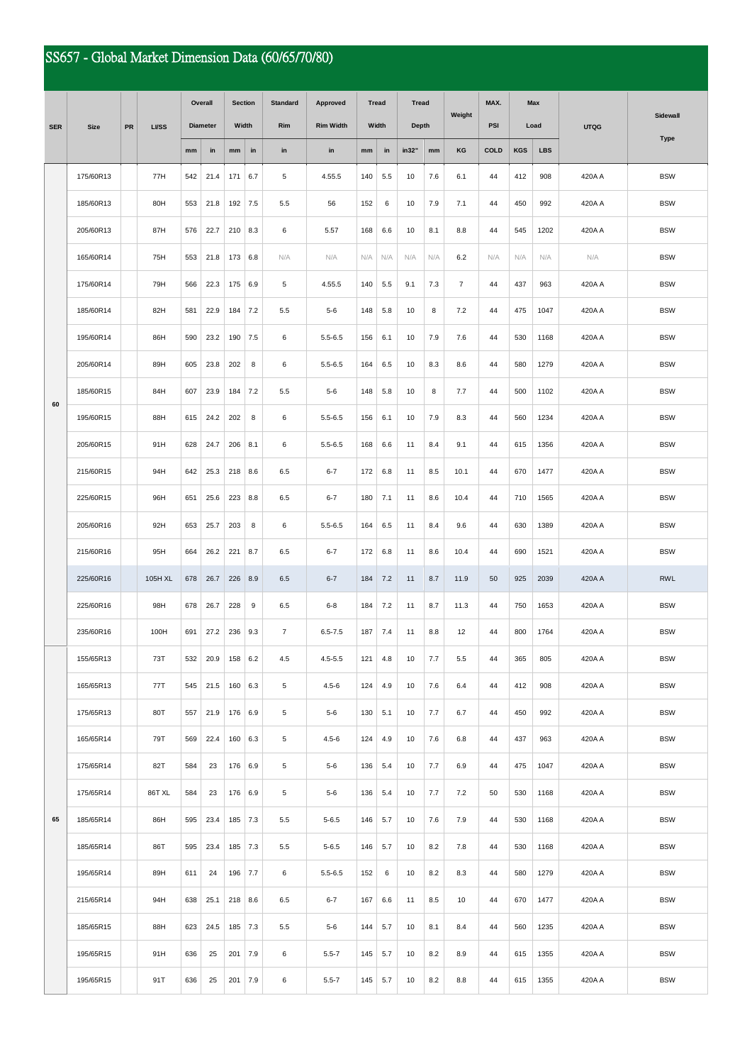# SS657 - Global Market Dimension Data (60/65/70/80)

| SER | Size | PR | LI/SS | Overall Diameter | | Section Width | | Standard Rim | Approved Rim Width | Tread Width | | Tread Depth | | Weight | MAX. PSI | Max Load | | UTQG | Sidewall Type |
|---|---|---|---|---|---|---|---|---|---|---|---|---|---|---|---|---|---|---|---|
| | | | | mm | in | mm | in | in | in | mm | in | in32" | mm | KG | COLD | KGS | LBS | | |
| 60 | 175/60R13 | | 77H | 542 | 21.4 | 171 | 6.7 | 5 | 4.55.5 | 140 | 5.5 | 10 | 7.6 | 6.1 | 44 | 412 | 908 | 420A A | BSW |
| | 185/60R13 | | 80H | 553 | 21.8 | 192 | 7.5 | 5.5 | 56 | 152 | 6 | 10 | 7.9 | 7.1 | 44 | 450 | 992 | 420A A | BSW |
| | 205/60R13 | | 87H | 576 | 22.7 | 210 | 8.3 | 6 | 5.57 | 168 | 6.6 | 10 | 8.1 | 8.8 | 44 | 545 | 1202 | 420A A | BSW |
| | 165/60R14 | | 75H | 553 | 21.8 | 173 | 6.8 | N/A | N/A | N/A | N/A | N/A | N/A | 6.2 | N/A | N/A | N/A | N/A | BSW |
| | 175/60R14 | | 79H | 566 | 22.3 | 175 | 6.9 | 5 | 4.55.5 | 140 | 5.5 | 9.1 | 7.3 | 7 | 44 | 437 | 963 | 420A A | BSW |
| | 185/60R14 | | 82H | 581 | 22.9 | 184 | 7.2 | 5.5 | 5-6 | 148 | 5.8 | 10 | 8 | 7.2 | 44 | 475 | 1047 | 420A A | BSW |
| | 195/60R14 | | 86H | 590 | 23.2 | 190 | 7.5 | 6 | 5.5-6.5 | 156 | 6.1 | 10 | 7.9 | 7.6 | 44 | 530 | 1168 | 420A A | BSW |
| | 205/60R14 | | 89H | 605 | 23.8 | 202 | 8 | 6 | 5.5-6.5 | 164 | 6.5 | 10 | 8.3 | 8.6 | 44 | 580 | 1279 | 420A A | BSW |
| | 185/60R15 | | 84H | 607 | 23.9 | 184 | 7.2 | 5.5 | 5-6 | 148 | 5.8 | 10 | 8 | 7.7 | 44 | 500 | 1102 | 420A A | BSW |
| | 195/60R15 | | 88H | 615 | 24.2 | 202 | 8 | 6 | 5.5-6.5 | 156 | 6.1 | 10 | 7.9 | 8.3 | 44 | 560 | 1234 | 420A A | BSW |
| | 205/60R15 | | 91H | 628 | 24.7 | 206 | 8.1 | 6 | 5.5-6.5 | 168 | 6.6 | 11 | 8.4 | 9.1 | 44 | 615 | 1356 | 420A A | BSW |
| | 215/60R15 | | 94H | 642 | 25.3 | 218 | 8.6 | 6.5 | 6-7 | 172 | 6.8 | 11 | 8.5 | 10.1 | 44 | 670 | 1477 | 420A A | BSW |
| | 225/60R15 | | 96H | 651 | 25.6 | 223 | 8.8 | 6.5 | 6-7 | 180 | 7.1 | 11 | 8.6 | 10.4 | 44 | 710 | 1565 | 420A A | BSW |
| | 205/60R16 | | 92H | 653 | 25.7 | 203 | 8 | 6 | 5.5-6.5 | 164 | 6.5 | 11 | 8.4 | 9.6 | 44 | 630 | 1389 | 420A A | BSW |
| | 215/60R16 | | 95H | 664 | 26.2 | 221 | 8.7 | 6.5 | 6-7 | 172 | 6.8 | 11 | 8.6 | 10.4 | 44 | 690 | 1521 | 420A A | BSW |
| | 225/60R16 | | 105H XL | 678 | 26.7 | 226 | 8.9 | 6.5 | 6-7 | 184 | 7.2 | 11 | 8.7 | 11.9 | 50 | 925 | 2039 | 420A A | RWL |
| | 225/60R16 | | 98H | 678 | 26.7 | 228 | 9 | 6.5 | 6-8 | 184 | 7.2 | 11 | 8.7 | 11.3 | 44 | 750 | 1653 | 420A A | BSW |
| | 235/60R16 | | 100H | 691 | 27.2 | 236 | 9.3 | 7 | 6.5-7.5 | 187 | 7.4 | 11 | 8.8 | 12 | 44 | 800 | 1764 | 420A A | BSW |
| 65 | 155/65R13 | | 73T | 532 | 20.9 | 158 | 6.2 | 4.5 | 4.5-5.5 | 121 | 4.8 | 10 | 7.7 | 5.5 | 44 | 365 | 805 | 420A A | BSW |
| | 165/65R13 | | 77T | 545 | 21.5 | 160 | 6.3 | 5 | 4.5-6 | 124 | 4.9 | 10 | 7.6 | 6.4 | 44 | 412 | 908 | 420A A | BSW |
| | 175/65R13 | | 80T | 557 | 21.9 | 176 | 6.9 | 5 | 5-6 | 130 | 5.1 | 10 | 7.7 | 6.7 | 44 | 450 | 992 | 420A A | BSW |
| | 165/65R14 | | 79T | 569 | 22.4 | 160 | 6.3 | 5 | 4.5-6 | 124 | 4.9 | 10 | 7.6 | 6.8 | 44 | 437 | 963 | 420A A | BSW |
| | 175/65R14 | | 82T | 584 | 23 | 176 | 6.9 | 5 | 5-6 | 136 | 5.4 | 10 | 7.7 | 6.9 | 44 | 475 | 1047 | 420A A | BSW |
| | 175/65R14 | | 86T XL | 584 | 23 | 176 | 6.9 | 5 | 5-6 | 136 | 5.4 | 10 | 7.7 | 7.2 | 50 | 530 | 1168 | 420A A | BSW |
| | 185/65R14 | | 86H | 595 | 23.4 | 185 | 7.3 | 5.5 | 5-6.5 | 146 | 5.7 | 10 | 7.6 | 7.9 | 44 | 530 | 1168 | 420A A | BSW |
| | 185/65R14 | | 86T | 595 | 23.4 | 185 | 7.3 | 5.5 | 5-6.5 | 146 | 5.7 | 10 | 8.2 | 7.8 | 44 | 530 | 1168 | 420A A | BSW |
| | 195/65R14 | | 89H | 611 | 24 | 196 | 7.7 | 6 | 5.5-6.5 | 152 | 6 | 10 | 8.2 | 8.3 | 44 | 580 | 1279 | 420A A | BSW |
| | 215/65R14 | | 94H | 638 | 25.1 | 218 | 8.6 | 6.5 | 6-7 | 167 | 6.6 | 11 | 8.5 | 10 | 44 | 670 | 1477 | 420A A | BSW |
| | 185/65R15 | | 88H | 623 | 24.5 | 185 | 7.3 | 5.5 | 5-6 | 144 | 5.7 | 10 | 8.1 | 8.4 | 44 | 560 | 1235 | 420A A | BSW |
| | 195/65R15 | | 91H | 636 | 25 | 201 | 7.9 | 6 | 5.5-7 | 145 | 5.7 | 10 | 8.2 | 8.9 | 44 | 615 | 1355 | 420A A | BSW |
| | 195/65R15 | | 91T | 636 | 25 | 201 | 7.9 | 6 | 5.5-7 | 145 | 5.7 | 10 | 8.2 | 8.8 | 44 | 615 | 1355 | 420A A | BSW |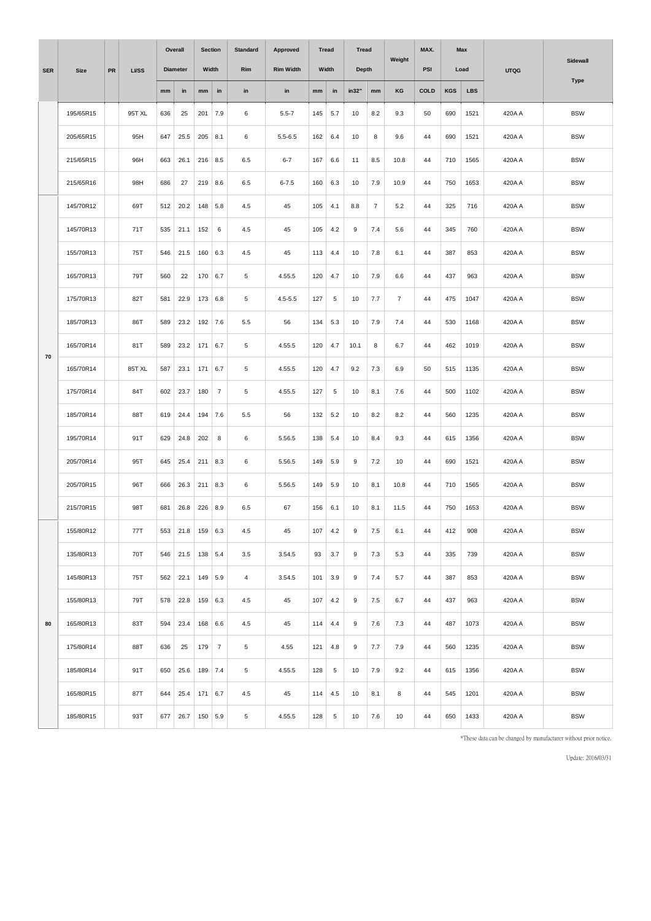| SER | Size | PR | LI/SS | Overall Diameter | | Section Width | | Standard Rim | Approved Rim Width | Tread Width | | Tread Depth | | Weight | MAX. PSI | Max Load | | UTQG | Sidewall Type |
|---|---|---|---|---|---|---|---|---|---|---|---|---|---|---|---|---|---|---|---|
| | | | | mm | in | mm | in | in | in | mm | in | in32" | mm | KG | COLD | KGS | LBS | | |
| | 195/65R15 | | 95T XL | 636 | 25 | 201 | 7.9 | 6 | 5.5-7 | 145 | 5.7 | 10 | 8.2 | 9.3 | 50 | 690 | 1521 | 420A A | BSW |
| | 205/65R15 | | 95H | 647 | 25.5 | 205 | 8.1 | 6 | 5.5-6.5 | 162 | 6.4 | 10 | 8 | 9.6 | 44 | 690 | 1521 | 420A A | BSW |
| | 215/65R15 | | 96H | 663 | 26.1 | 216 | 8.5 | 6.5 | 6-7 | 167 | 6.6 | 11 | 8.5 | 10.8 | 44 | 710 | 1565 | 420A A | BSW |
| | 215/65R16 | | 98H | 686 | 27 | 219 | 8.6 | 6.5 | 6-7.5 | 160 | 6.3 | 10 | 7.9 | 10.9 | 44 | 750 | 1653 | 420A A | BSW |
| 70 | 145/70R12 | | 69T | 512 | 20.2 | 148 | 5.8 | 4.5 | 45 | 105 | 4.1 | 8.8 | 7 | 5.2 | 44 | 325 | 716 | 420A A | BSW |
| 70 | 145/70R13 | | 71T | 535 | 21.1 | 152 | 6 | 4.5 | 45 | 105 | 4.2 | 9 | 7.4 | 5.6 | 44 | 345 | 760 | 420A A | BSW |
| 70 | 155/70R13 | | 75T | 546 | 21.5 | 160 | 6.3 | 4.5 | 45 | 113 | 4.4 | 10 | 7.8 | 6.1 | 44 | 387 | 853 | 420A A | BSW |
| 70 | 165/70R13 | | 79T | 560 | 22 | 170 | 6.7 | 5 | 4.55.5 | 120 | 4.7 | 10 | 7.9 | 6.6 | 44 | 437 | 963 | 420A A | BSW |
| 70 | 175/70R13 | | 82T | 581 | 22.9 | 173 | 6.8 | 5 | 4.5-5.5 | 127 | 5 | 10 | 7.7 | 7 | 44 | 475 | 1047 | 420A A | BSW |
| 70 | 185/70R13 | | 86T | 589 | 23.2 | 192 | 7.6 | 5.5 | 56 | 134 | 5.3 | 10 | 7.9 | 7.4 | 44 | 530 | 1168 | 420A A | BSW |
| 70 | 165/70R14 | | 81T | 589 | 23.2 | 171 | 6.7 | 5 | 4.55.5 | 120 | 4.7 | 10.1 | 8 | 6.7 | 44 | 462 | 1019 | 420A A | BSW |
| 70 | 165/70R14 | | 85T XL | 587 | 23.1 | 171 | 6.7 | 5 | 4.55.5 | 120 | 4.7 | 9.2 | 7.3 | 6.9 | 50 | 515 | 1135 | 420A A | BSW |
| 70 | 175/70R14 | | 84T | 602 | 23.7 | 180 | 7 | 5 | 4.55.5 | 127 | 5 | 10 | 8.1 | 7.6 | 44 | 500 | 1102 | 420A A | BSW |
| 70 | 185/70R14 | | 88T | 619 | 24.4 | 194 | 7.6 | 5.5 | 56 | 132 | 5.2 | 10 | 8.2 | 8.2 | 44 | 560 | 1235 | 420A A | BSW |
| 70 | 195/70R14 | | 91T | 629 | 24.8 | 202 | 8 | 6 | 5.56.5 | 138 | 5.4 | 10 | 8.4 | 9.3 | 44 | 615 | 1356 | 420A A | BSW |
| 70 | 205/70R14 | | 95T | 645 | 25.4 | 211 | 8.3 | 6 | 5.56.5 | 149 | 5.9 | 9 | 7.2 | 10 | 44 | 690 | 1521 | 420A A | BSW |
| 70 | 205/70R15 | | 96T | 666 | 26.3 | 211 | 8.3 | 6 | 5.56.5 | 149 | 5.9 | 10 | 8.1 | 10.8 | 44 | 710 | 1565 | 420A A | BSW |
| 70 | 215/70R15 | | 98T | 681 | 26.8 | 226 | 8.9 | 6.5 | 67 | 156 | 6.1 | 10 | 8.1 | 11.5 | 44 | 750 | 1653 | 420A A | BSW |
| 80 | 155/80R12 | | 77T | 553 | 21.8 | 159 | 6.3 | 4.5 | 45 | 107 | 4.2 | 9 | 7.5 | 6.1 | 44 | 412 | 908 | 420A A | BSW |
| 80 | 135/80R13 | | 70T | 546 | 21.5 | 138 | 5.4 | 3.5 | 3.54.5 | 93 | 3.7 | 9 | 7.3 | 5.3 | 44 | 335 | 739 | 420A A | BSW |
| 80 | 145/80R13 | | 75T | 562 | 22.1 | 149 | 5.9 | 4 | 3.54.5 | 101 | 3.9 | 9 | 7.4 | 5.7 | 44 | 387 | 853 | 420A A | BSW |
| 80 | 155/80R13 | | 79T | 578 | 22.8 | 159 | 6.3 | 4.5 | 45 | 107 | 4.2 | 9 | 7.5 | 6.7 | 44 | 437 | 963 | 420A A | BSW |
| 80 | 165/80R13 | | 83T | 594 | 23.4 | 168 | 6.6 | 4.5 | 45 | 114 | 4.4 | 9 | 7.6 | 7.3 | 44 | 487 | 1073 | 420A A | BSW |
| 80 | 175/80R14 | | 88T | 636 | 25 | 179 | 7 | 5 | 4.55 | 121 | 4.8 | 9 | 7.7 | 7.9 | 44 | 560 | 1235 | 420A A | BSW |
| 80 | 185/80R14 | | 91T | 650 | 25.6 | 189 | 7.4 | 5 | 4.55.5 | 128 | 5 | 10 | 7.9 | 9.2 | 44 | 615 | 1356 | 420A A | BSW |
| 80 | 165/80R15 | | 87T | 644 | 25.4 | 171 | 6.7 | 4.5 | 45 | 114 | 4.5 | 10 | 8.1 | 8 | 44 | 545 | 1201 | 420A A | BSW |
| 80 | 185/80R15 | | 93T | 677 | 26.7 | 150 | 5.9 | 5 | 4.55.5 | 128 | 5 | 10 | 7.6 | 10 | 44 | 650 | 1433 | 420A A | BSW |

*These data can be changed by manufacturer without prior notice.

Update: 2016/03/31